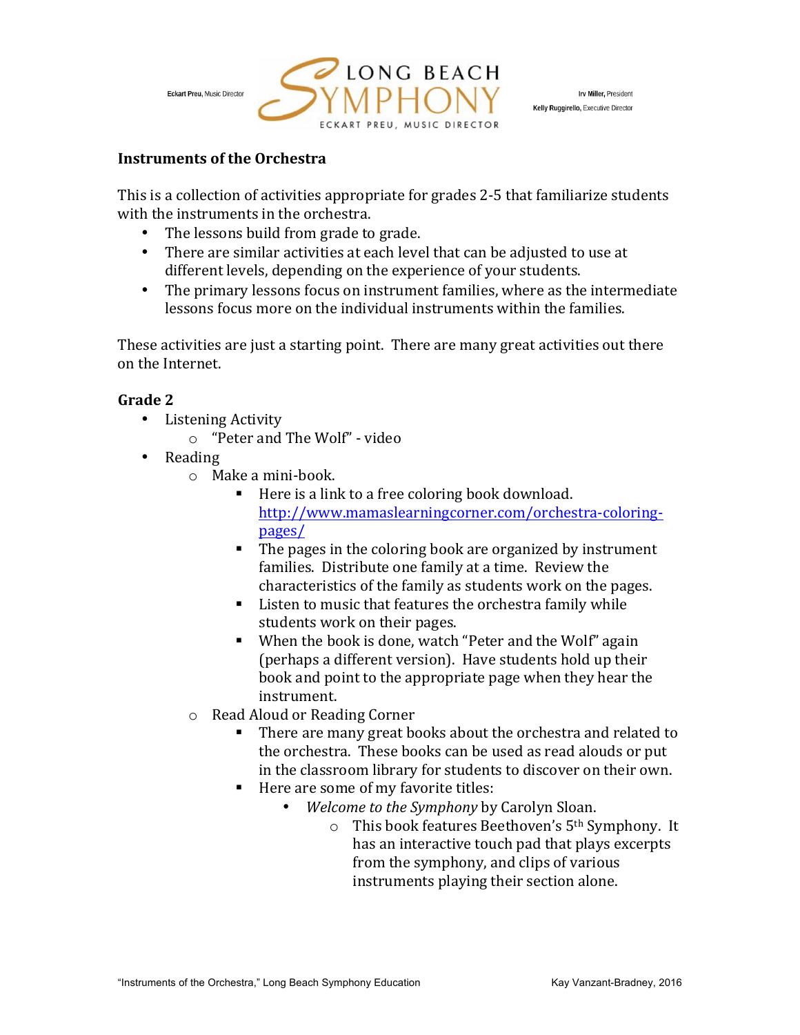Eckart Preu, Music Director

LONG BEACH SYMPHONY
ECKART PREU, MUSIC DIRECTOR

Irv Miller, President
Kelly Ruggirello, Executive Director

**Instruments of the Orchestra**

This is a collection of activities appropriate for grades 2-5 that familiarize students with the instruments in the orchestra.

- The lessons build from grade to grade.
- There are similar activities at each level that can be adjusted to use at different levels, depending on the experience of your students.
- The primary lessons focus on instrument families, where as the intermediate lessons focus more on the individual instruments within the families.

These activities are just a starting point. There are many great activities out there on the Internet.

**Grade 2**

- Listening Activity
  - "Peter and The Wolf" - video
- Reading
  - Make a mini-book.
    - Here is a link to a free coloring book download. http://www.mamaslearningcorner.com/orchestra-coloring-pages/
    - The pages in the coloring book are organized by instrument families. Distribute one family at a time. Review the characteristics of the family as students work on the pages.
    - Listen to music that features the orchestra family while students work on their pages.
    - When the book is done, watch "Peter and the Wolf" again (perhaps a different version). Have students hold up their book and point to the appropriate page when they hear the instrument.
  - Read Aloud or Reading Corner
    - There are many great books about the orchestra and related to the orchestra. These books can be used as read alouds or put in the classroom library for students to discover on their own.
    - Here are some of my favorite titles:
      - *Welcome to the Symphony* by Carolyn Sloan.
        - This book features Beethoven's 5th Symphony. It has an interactive touch pad that plays excerpts from the symphony, and clips of various instruments playing their section alone.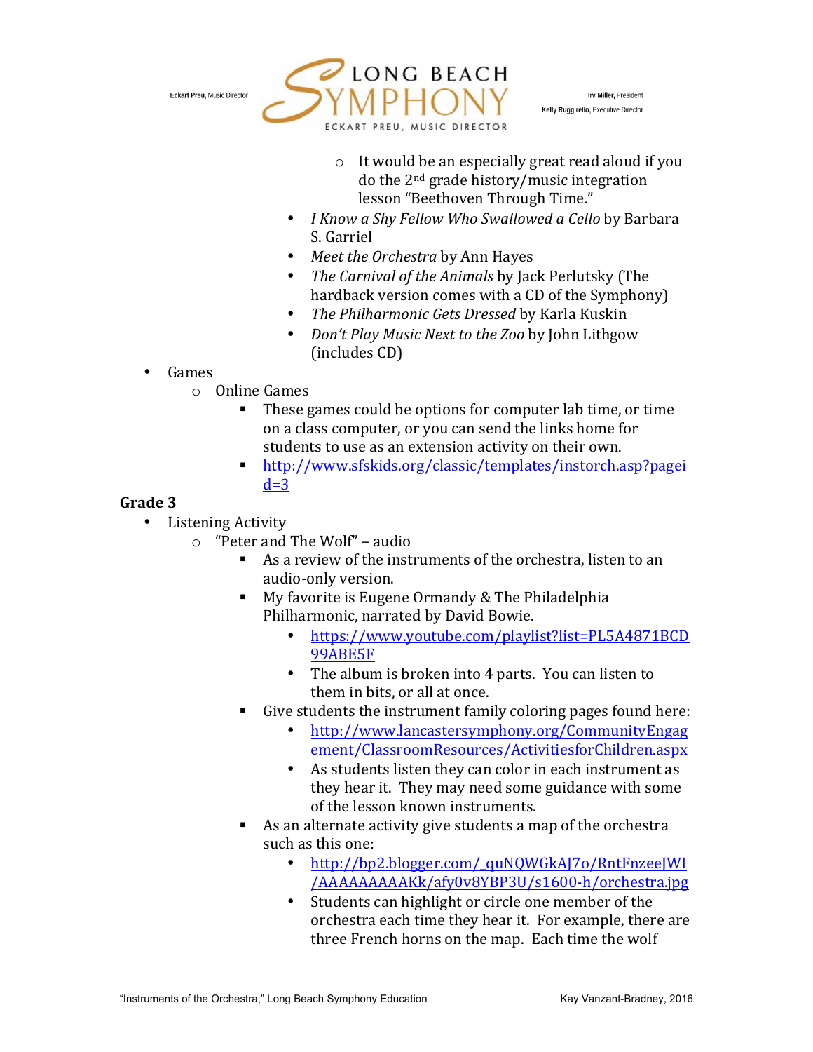- It would be an especially great read aloud if you do the 2nd grade history/music integration lesson "Beethoven Through Time."
- *I Know a Shy Fellow Who Swallowed a Cello* by Barbara S. Garriel
- *Meet the Orchestra* by Ann Hayes
- *The Carnival of the Animals* by Jack Perlutsky (The hardback version comes with a CD of the Symphony)
- *The Philharmonic Gets Dressed* by Karla Kuskin
- *Don't Play Music Next to the Zoo* by John Lithgow (includes CD)

- Games
  - Online Games
    - These games could be options for computer lab time, or time on a class computer, or you can send the links home for students to use as an extension activity on their own.
    - http://www.sfskids.org/classic/templates/instorch.asp?pageid=3

**Grade 3**

- Listening Activity
  - "Peter and The Wolf" – audio
    - As a review of the instruments of the orchestra, listen to an audio-only version.
    - My favorite is Eugene Ormandy & The Philadelphia Philharmonic, narrated by David Bowie.
      - https://www.youtube.com/playlist?list=PL5A4871BCD99ABE5F
      - The album is broken into 4 parts. You can listen to them in bits, or all at once.
    - Give students the instrument family coloring pages found here:
      - http://www.lancastersymphony.org/CommunityEngagement/ClassroomResources/ActivitiesforChildren.aspx
      - As students listen they can color in each instrument as they hear it. They may need some guidance with some of the lesson known instruments.
    - As an alternate activity give students a map of the orchestra such as this one:
      - http://bp2.blogger.com/_quNQWGkAJ7o/RntFnzeeJWI/AAAAAAAAAKk/afy0v8YBP3U/s1600-h/orchestra.jpg
      - Students can highlight or circle one member of the orchestra each time they hear it. For example, there are three French horns on the map. Each time the wolf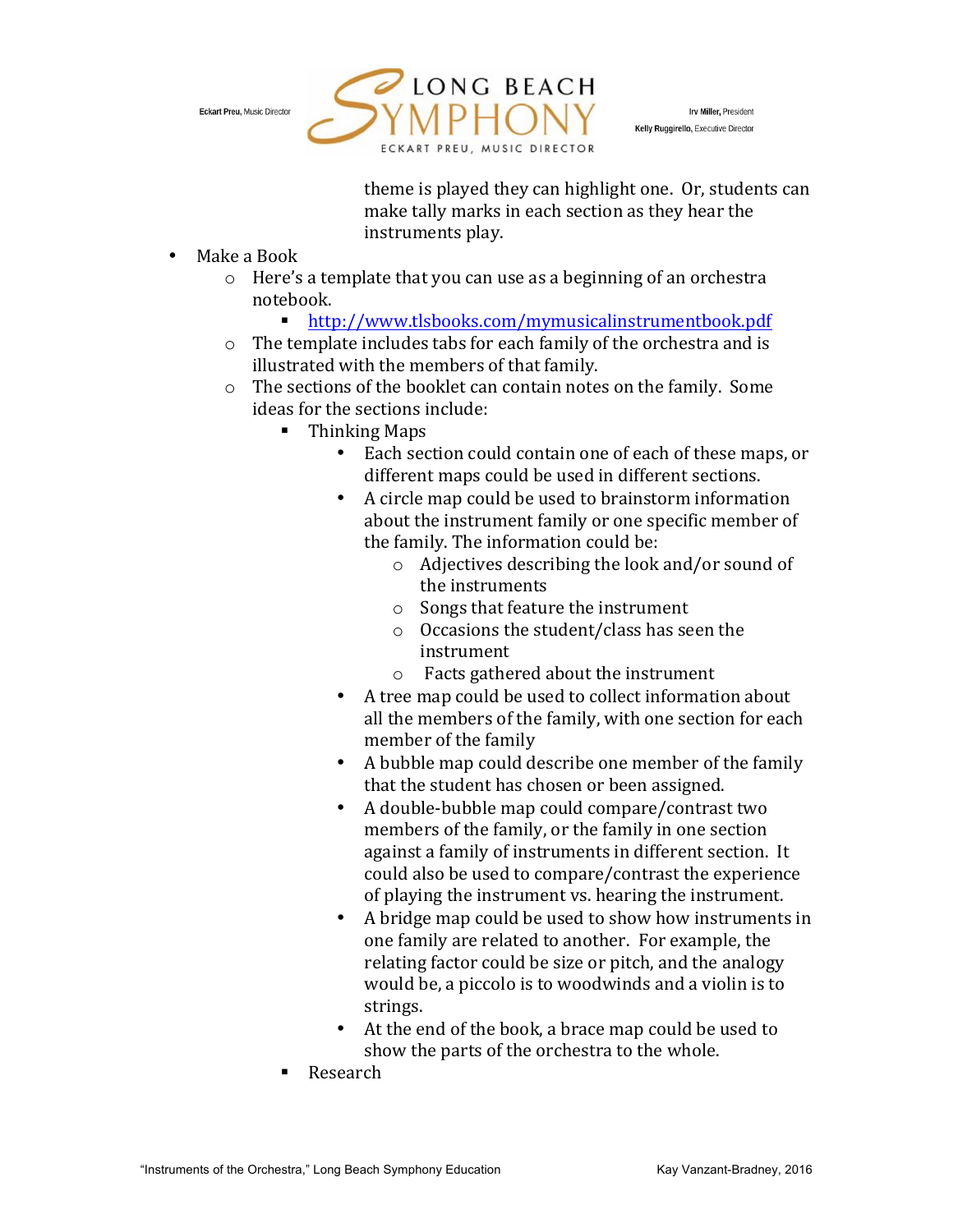theme is played they can highlight one. Or, students can make tally marks in each section as they hear the instruments play.

- Make a Book
  - Here's a template that you can use as a beginning of an orchestra notebook.
    - http://www.tlsbooks.com/mymusicalinstrumentbook.pdf
  - The template includes tabs for each family of the orchestra and is illustrated with the members of that family.
  - The sections of the booklet can contain notes on the family. Some ideas for the sections include:
    - Thinking Maps
      - Each section could contain one of each of these maps, or different maps could be used in different sections.
      - A circle map could be used to brainstorm information about the instrument family or one specific member of the family. The information could be:
        - Adjectives describing the look and/or sound of the instruments
        - Songs that feature the instrument
        - Occasions the student/class has seen the instrument
        - Facts gathered about the instrument
      - A tree map could be used to collect information about all the members of the family, with one section for each member of the family
      - A bubble map could describe one member of the family that the student has chosen or been assigned.
      - A double-bubble map could compare/contrast two members of the family, or the family in one section against a family of instruments in different section. It could also be used to compare/contrast the experience of playing the instrument vs. hearing the instrument.
      - A bridge map could be used to show how instruments in one family are related to another. For example, the relating factor could be size or pitch, and the analogy would be, a piccolo is to woodwinds and a violin is to strings.
      - At the end of the book, a brace map could be used to show the parts of the orchestra to the whole.
    - Research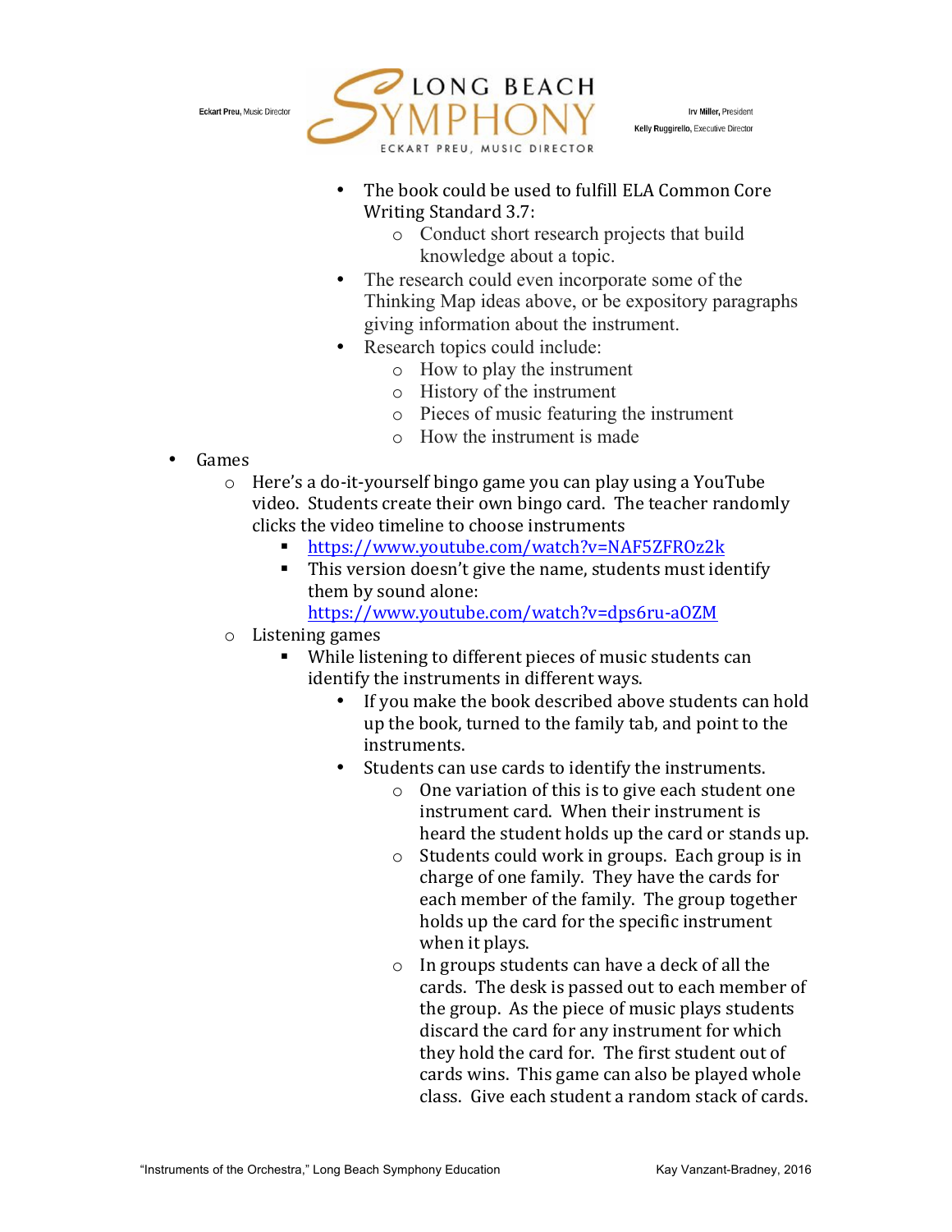- The book could be used to fulfill ELA Common Core Writing Standard 3.7:
  - Conduct short research projects that build knowledge about a topic.
- The research could even incorporate some of the Thinking Map ideas above, or be expository paragraphs giving information about the instrument.
- Research topics could include:
  - How to play the instrument
  - History of the instrument
  - Pieces of music featuring the instrument
  - How the instrument is made

- Games
  - Here's a do-it-yourself bingo game you can play using a YouTube video. Students create their own bingo card. The teacher randomly clicks the video timeline to choose instruments
    - https://www.youtube.com/watch?v=NAF5ZFROz2k
    - This version doesn't give the name, students must identify them by sound alone: https://www.youtube.com/watch?v=dps6ru-aOZM
  - Listening games
    - While listening to different pieces of music students can identify the instruments in different ways.
      - If you make the book described above students can hold up the book, turned to the family tab, and point to the instruments.
      - Students can use cards to identify the instruments.
        - One variation of this is to give each student one instrument card. When their instrument is heard the student holds up the card or stands up.
        - Students could work in groups. Each group is in charge of one family. They have the cards for each member of the family. The group together holds up the card for the specific instrument when it plays.
        - In groups students can have a deck of all the cards. The desk is passed out to each member of the group. As the piece of music plays students discard the card for any instrument for which they hold the card for. The first student out of cards wins. This game can also be played whole class. Give each student a random stack of cards.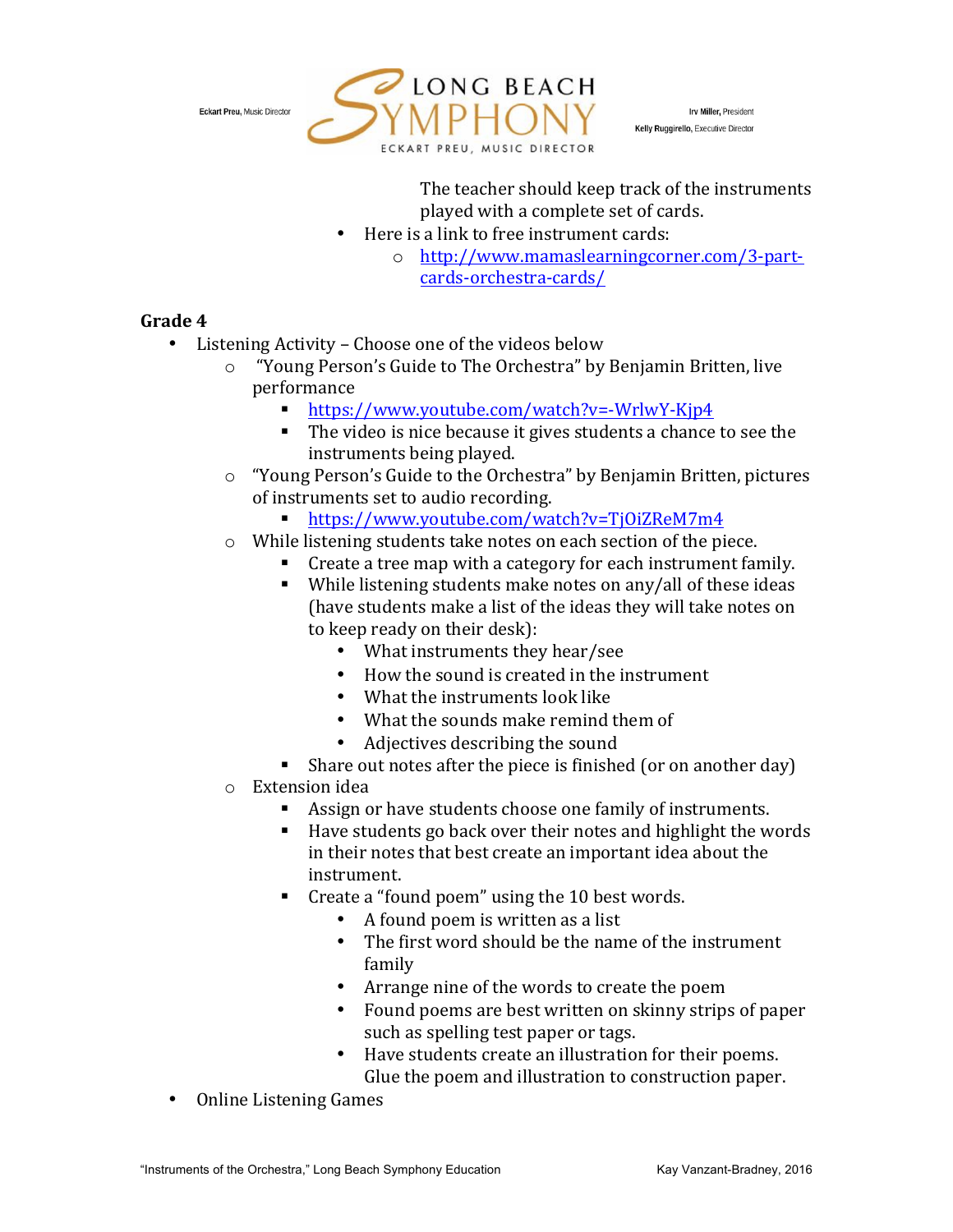The teacher should keep track of the instruments played with a complete set of cards.

- Here is a link to free instrument cards:
  - http://www.mamaslearningcorner.com/3-part-cards-orchestra-cards/

**Grade 4**

- Listening Activity – Choose one of the videos below
  - "Young Person's Guide to The Orchestra" by Benjamin Britten, live performance
    - https://www.youtube.com/watch?v=-WrlwY-Kjp4
    - The video is nice because it gives students a chance to see the instruments being played.
  - "Young Person's Guide to the Orchestra" by Benjamin Britten, pictures of instruments set to audio recording.
    - https://www.youtube.com/watch?v=TjOiZReM7m4
  - While listening students take notes on each section of the piece.
    - Create a tree map with a category for each instrument family.
    - While listening students make notes on any/all of these ideas (have students make a list of the ideas they will take notes on to keep ready on their desk):
      - What instruments they hear/see
      - How the sound is created in the instrument
      - What the instruments look like
      - What the sounds make remind them of
      - Adjectives describing the sound
    - Share out notes after the piece is finished (or on another day)
  - Extension idea
    - Assign or have students choose one family of instruments.
    - Have students go back over their notes and highlight the words in their notes that best create an important idea about the instrument.
    - Create a "found poem" using the 10 best words.
      - A found poem is written as a list
      - The first word should be the name of the instrument family
      - Arrange nine of the words to create the poem
      - Found poems are best written on skinny strips of paper such as spelling test paper or tags.
      - Have students create an illustration for their poems. Glue the poem and illustration to construction paper.
- Online Listening Games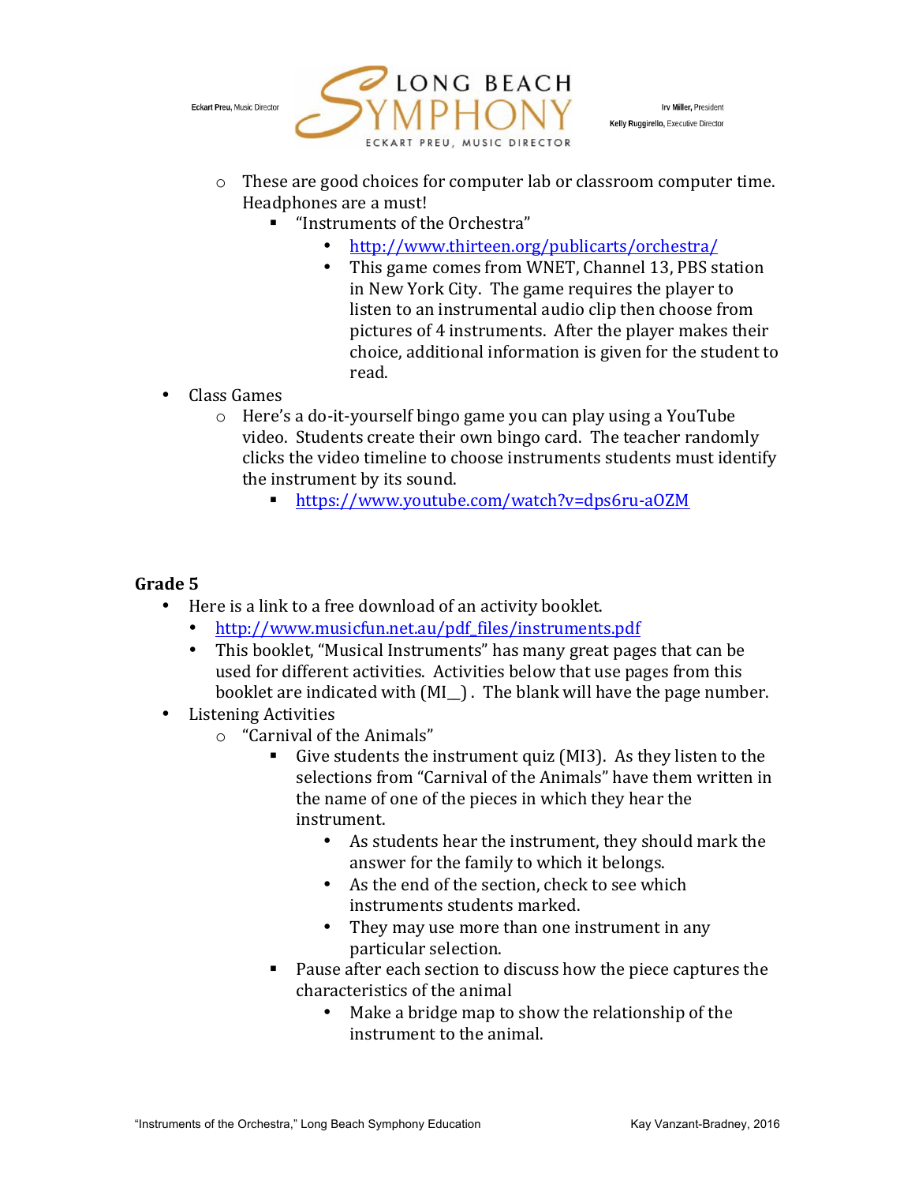- These are good choices for computer lab or classroom computer time. Headphones are a must!
  - "Instruments of the Orchestra"
    - http://www.thirteen.org/publicarts/orchestra/
    - This game comes from WNET, Channel 13, PBS station in New York City. The game requires the player to listen to an instrumental audio clip then choose from pictures of 4 instruments. After the player makes their choice, additional information is given for the student to read.

- Class Games
  - Here's a do-it-yourself bingo game you can play using a YouTube video. Students create their own bingo card. The teacher randomly clicks the video timeline to choose instruments students must identify the instrument by its sound.
    - https://www.youtube.com/watch?v=dps6ru-aOZM

**Grade 5**

- Here is a link to a free download of an activity booklet.
  - http://www.musicfun.net.au/pdf_files/instruments.pdf
  - This booklet, "Musical Instruments" has many great pages that can be used for different activities. Activities below that use pages from this booklet are indicated with (MI__). The blank will have the page number.
- Listening Activities
  - "Carnival of the Animals"
    - Give students the instrument quiz (MI3). As they listen to the selections from "Carnival of the Animals" have them written in the name of one of the pieces in which they hear the instrument.
      - As students hear the instrument, they should mark the answer for the family to which it belongs.
      - As the end of the section, check to see which instruments students marked.
      - They may use more than one instrument in any particular selection.
    - Pause after each section to discuss how the piece captures the characteristics of the animal
      - Make a bridge map to show the relationship of the instrument to the animal.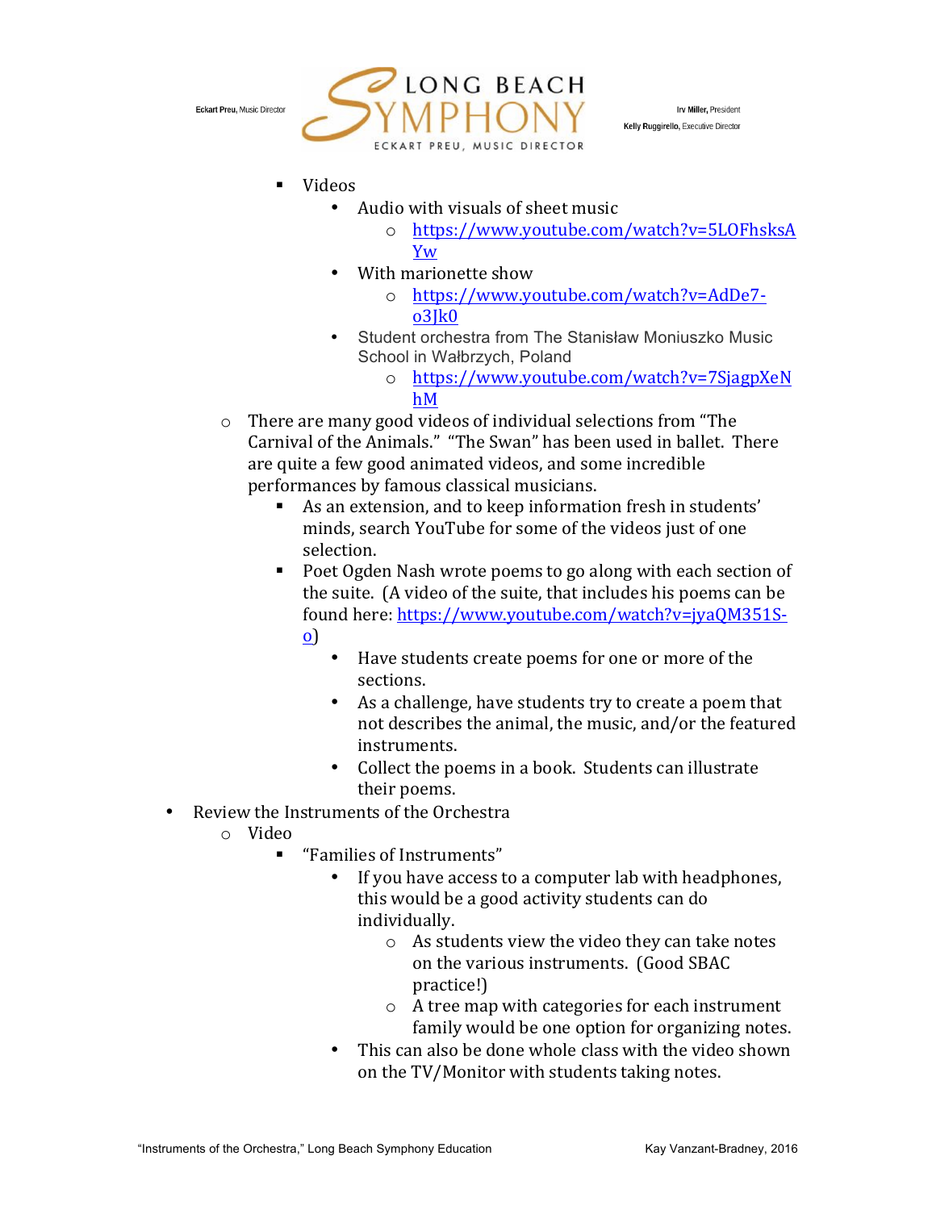- Videos
  - Audio with visuals of sheet music
    - https://www.youtube.com/watch?v=5LOFhsksAYw
  - With marionette show
    - https://www.youtube.com/watch?v=AdDe7-o3Jk0
  - Student orchestra from The Stanisław Moniuszko Music School in Wałbrzych, Poland
    - https://www.youtube.com/watch?v=7SjagpXeNhM
- There are many good videos of individual selections from "The Carnival of the Animals." "The Swan" has been used in ballet. There are quite a few good animated videos, and some incredible performances by famous classical musicians.
  - As an extension, and to keep information fresh in students' minds, search YouTube for some of the videos just of one selection.
  - Poet Ogden Nash wrote poems to go along with each section of the suite. (A video of the suite, that includes his poems can be found here: https://www.youtube.com/watch?v=jyaQM351S-o)
    - Have students create poems for one or more of the sections.
    - As a challenge, have students try to create a poem that not describes the animal, the music, and/or the featured instruments.
    - Collect the poems in a book. Students can illustrate their poems.

- Review the Instruments of the Orchestra
  - Video
    - "Families of Instruments"
      - If you have access to a computer lab with headphones, this would be a good activity students can do individually.
        - As students view the video they can take notes on the various instruments. (Good SBAC practice!)
        - A tree map with categories for each instrument family would be one option for organizing notes.
      - This can also be done whole class with the video shown on the TV/Monitor with students taking notes.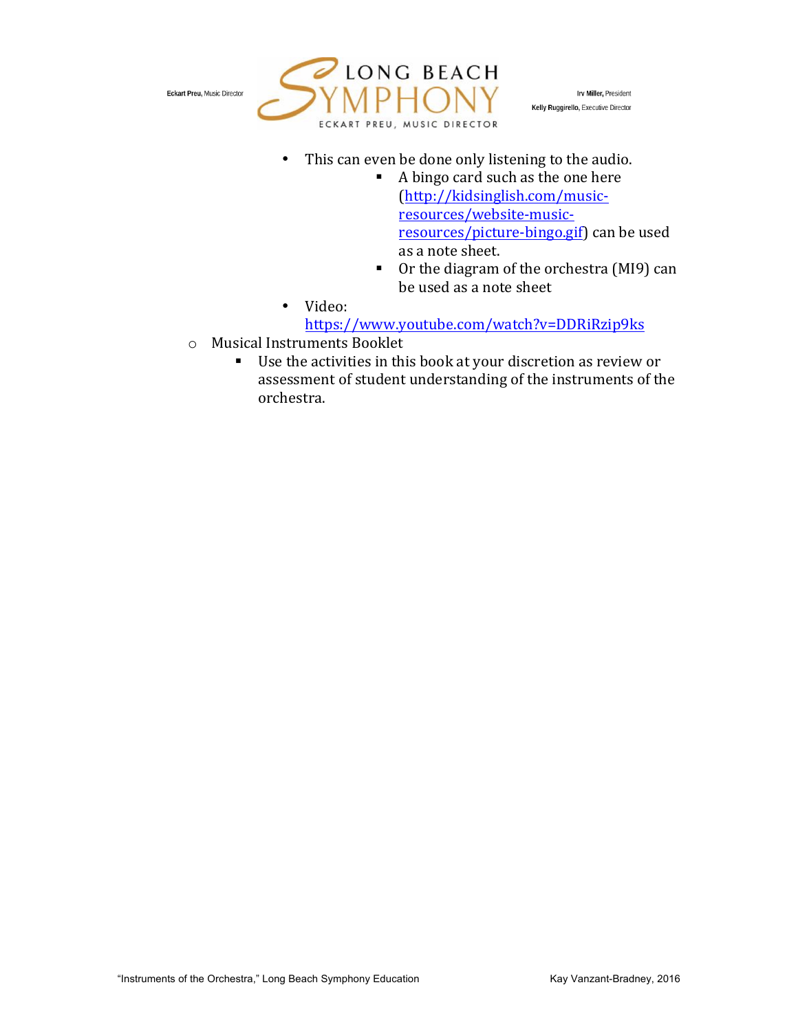- This can even be done only listening to the audio.
            - A bingo card such as the one here ([http://kidsinglish.com/music-resources/website-music-resources/picture-bingo.gif](http://kidsinglish.com/music-resources/website-music-resources/picture-bingo.gif)) can be used as a note sheet.
            - Or the diagram of the orchestra (MI9) can be used as a note sheet
        - Video: [https://www.youtube.com/watch?v=DDRiRzip9ks](https://www.youtube.com/watch?v=DDRiRzip9ks)
    - Musical Instruments Booklet
        - Use the activities in this book at your discretion as review or assessment of student understanding of the instruments of the orchestra.